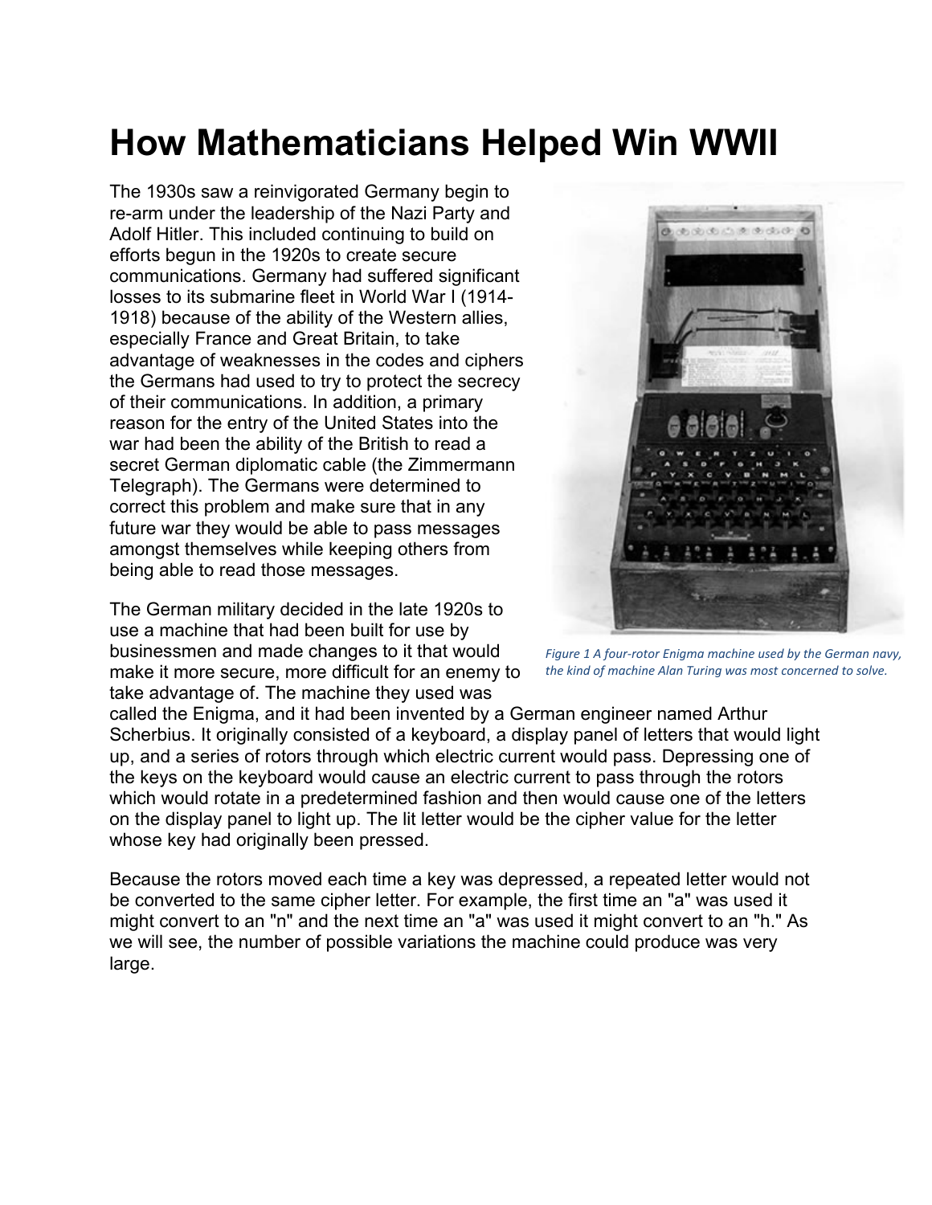# How Mathematicians Helped Win WWII

The 1930s saw a reinvigorated Germany begin to re-arm under the leadership of the Nazi Party and Adolf Hitler. This included continuing to build on efforts begun in the 1920s to create secure communications. Germany had suffered significant losses to its submarine fleet in World War I (1914-1918) because of the ability of the Western allies, especially France and Great Britain, to take advantage of weaknesses in the codes and ciphers the Germans had used to try to protect the secrecy of their communications. In addition, a primary reason for the entry of the United States into the war had been the ability of the British to read a secret German diplomatic cable (the Zimmermann Telegraph). The Germans were determined to correct this problem and make sure that in any future war they would be able to pass messages amongst themselves while keeping others from being able to read those messages.

*Figure 1 A four-rotor Enigma machine used by the German navy, the kind of machine Alan Turing was most concerned to solve.*

The German military decided in the late 1920s to use a machine that had been built for use by businessmen and made changes to it that would make it more secure, more difficult for an enemy to take advantage of. The machine they used was called the Enigma, and it had been invented by a German engineer named Arthur Scherbius. It originally consisted of a keyboard, a display panel of letters that would light up, and a series of rotors through which electric current would pass. Depressing one of the keys on the keyboard would cause an electric current to pass through the rotors which would rotate in a predetermined fashion and then would cause one of the letters on the display panel to light up. The lit letter would be the cipher value for the letter whose key had originally been pressed.

Because the rotors moved each time a key was depressed, a repeated letter would not be converted to the same cipher letter. For example, the first time an "a" was used it might convert to an "n" and the next time an "a" was used it might convert to an "h." As we will see, the number of possible variations the machine could produce was very large.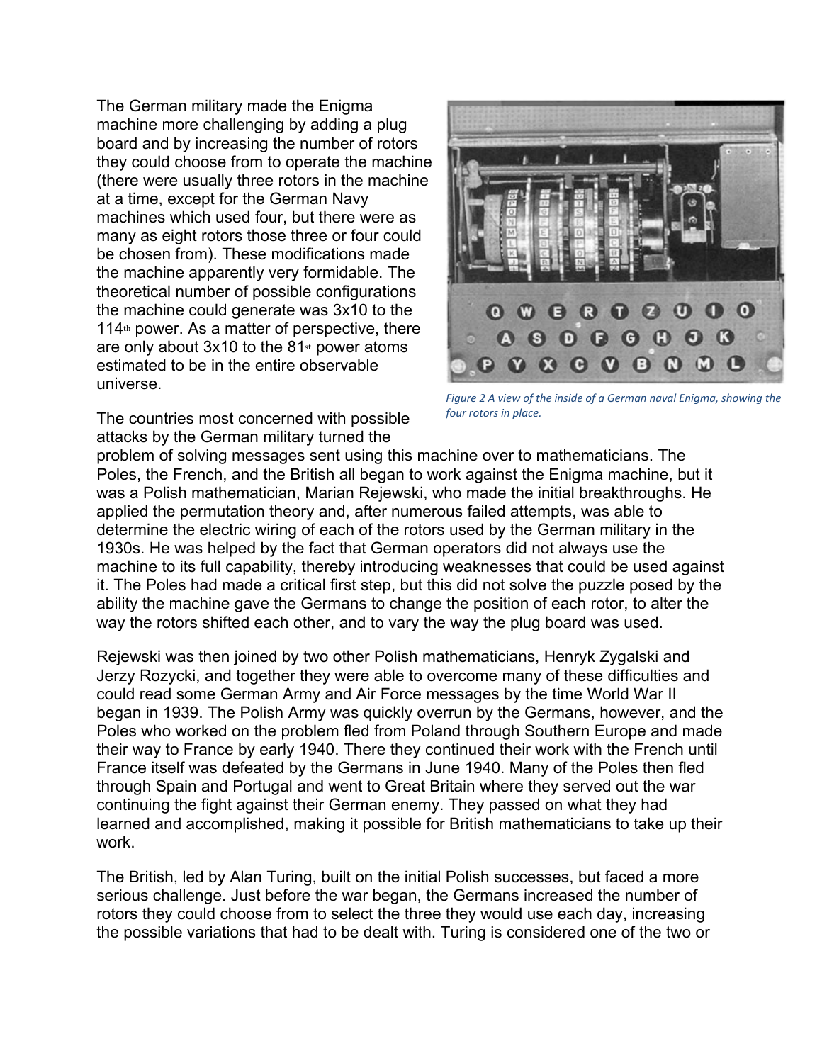The German military made the Enigma machine more challenging by adding a plug board and by increasing the number of rotors they could choose from to operate the machine (there were usually three rotors in the machine at a time, except for the German Navy machines which used four, but there were as many as eight rotors those three or four could be chosen from). These modifications made the machine apparently very formidable. The theoretical number of possible configurations the machine could generate was 3x10 to the 114th power. As a matter of perspective, there are only about 3x10 to the 81st power atoms estimated to be in the entire observable universe.

*Figure 2 A view of the inside of a German naval Enigma, showing the four rotors in place.*

The countries most concerned with possible attacks by the German military turned the problem of solving messages sent using this machine over to mathematicians. The Poles, the French, and the British all began to work against the Enigma machine, but it was a Polish mathematician, Marian Rejewski, who made the initial breakthroughs. He applied the permutation theory and, after numerous failed attempts, was able to determine the electric wiring of each of the rotors used by the German military in the 1930s. He was helped by the fact that German operators did not always use the machine to its full capability, thereby introducing weaknesses that could be used against it. The Poles had made a critical first step, but this did not solve the puzzle posed by the ability the machine gave the Germans to change the position of each rotor, to alter the way the rotors shifted each other, and to vary the way the plug board was used.

Rejewski was then joined by two other Polish mathematicians, Henryk Zygalski and Jerzy Rozycki, and together they were able to overcome many of these difficulties and could read some German Army and Air Force messages by the time World War II began in 1939. The Polish Army was quickly overrun by the Germans, however, and the Poles who worked on the problem fled from Poland through Southern Europe and made their way to France by early 1940. There they continued their work with the French until France itself was defeated by the Germans in June 1940. Many of the Poles then fled through Spain and Portugal and went to Great Britain where they served out the war continuing the fight against their German enemy. They passed on what they had learned and accomplished, making it possible for British mathematicians to take up their work.

The British, led by Alan Turing, built on the initial Polish successes, but faced a more serious challenge. Just before the war began, the Germans increased the number of rotors they could choose from to select the three they would use each day, increasing the possible variations that had to be dealt with. Turing is considered one of the two or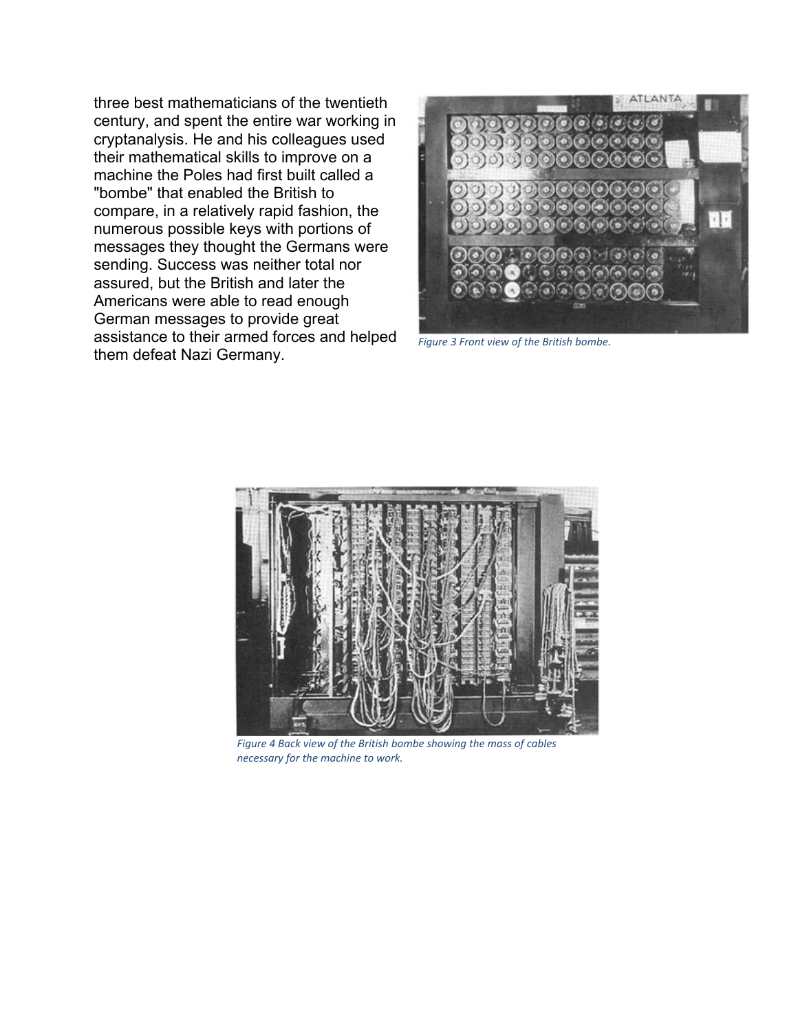three best mathematicians of the twentieth century, and spent the entire war working in cryptanalysis. He and his colleagues used their mathematical skills to improve on a machine the Poles had first built called a "bombe" that enabled the British to compare, in a relatively rapid fashion, the numerous possible keys with portions of messages they thought the Germans were sending. Success was neither total nor assured, but the British and later the Americans were able to read enough German messages to provide great assistance to their armed forces and helped them defeat Nazi Germany.

*Figure 3 Front view of the British bombe.*

*Figure 4 Back view of the British bombe showing the mass of cables necessary for the machine to work.*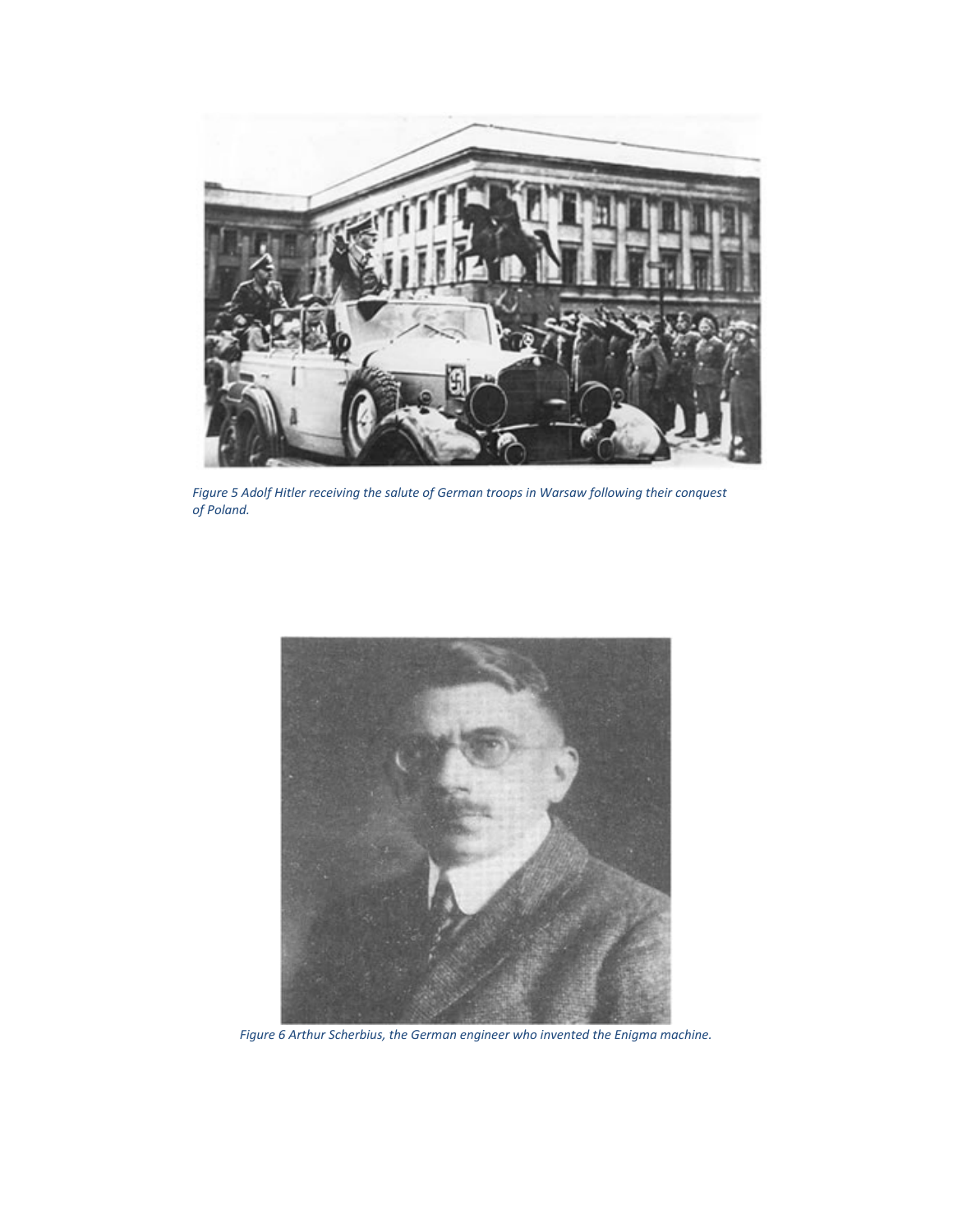*Figure 5 Adolf Hitler receiving the salute of German troops in Warsaw following their conquest of Poland.*

*Figure 6 Arthur Scherbius, the German engineer who invented the Enigma machine.*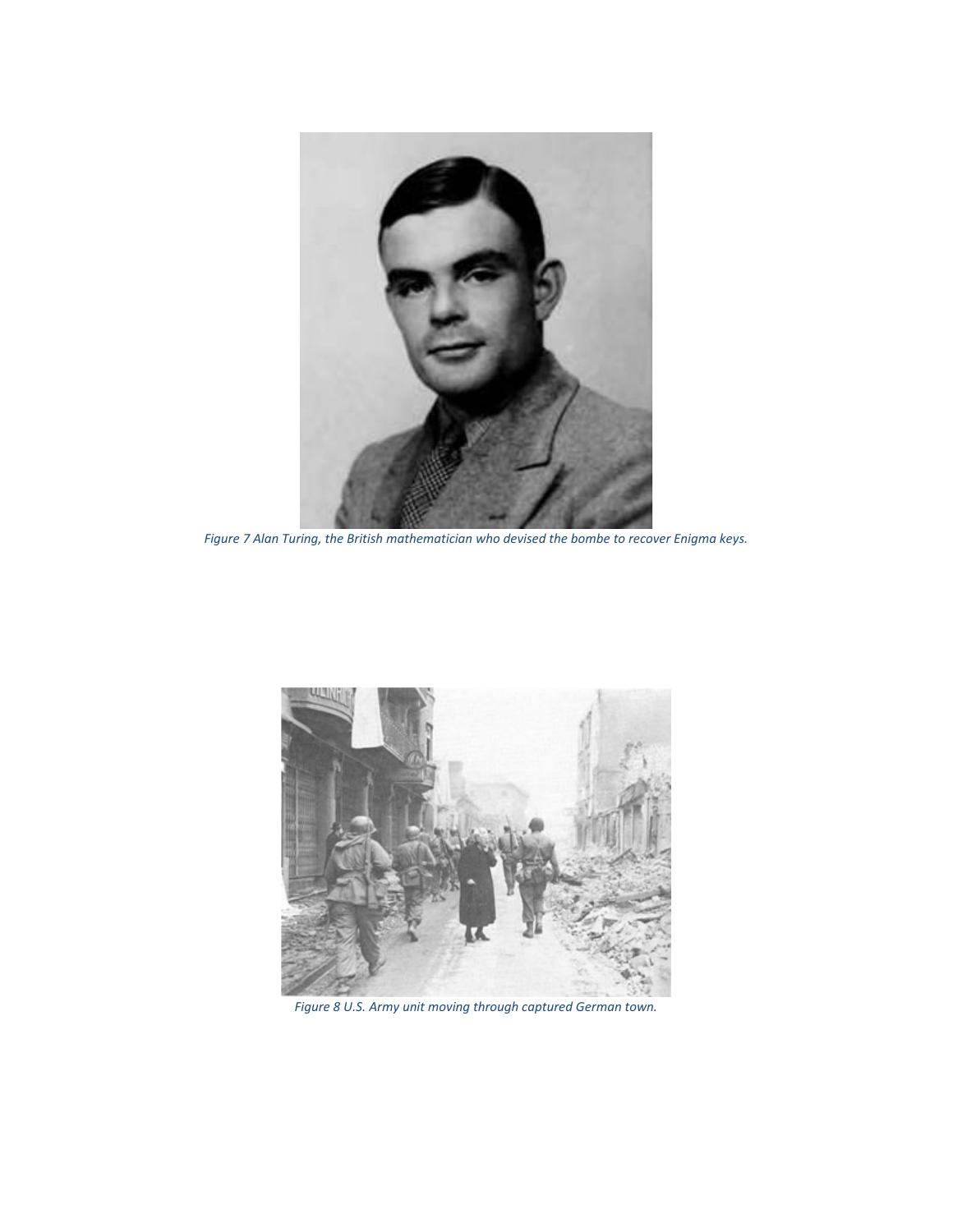*Figure 7 Alan Turing, the British mathematician who devised the bombe to recover Enigma keys.*

*Figure 8 U.S. Army unit moving through captured German town.*